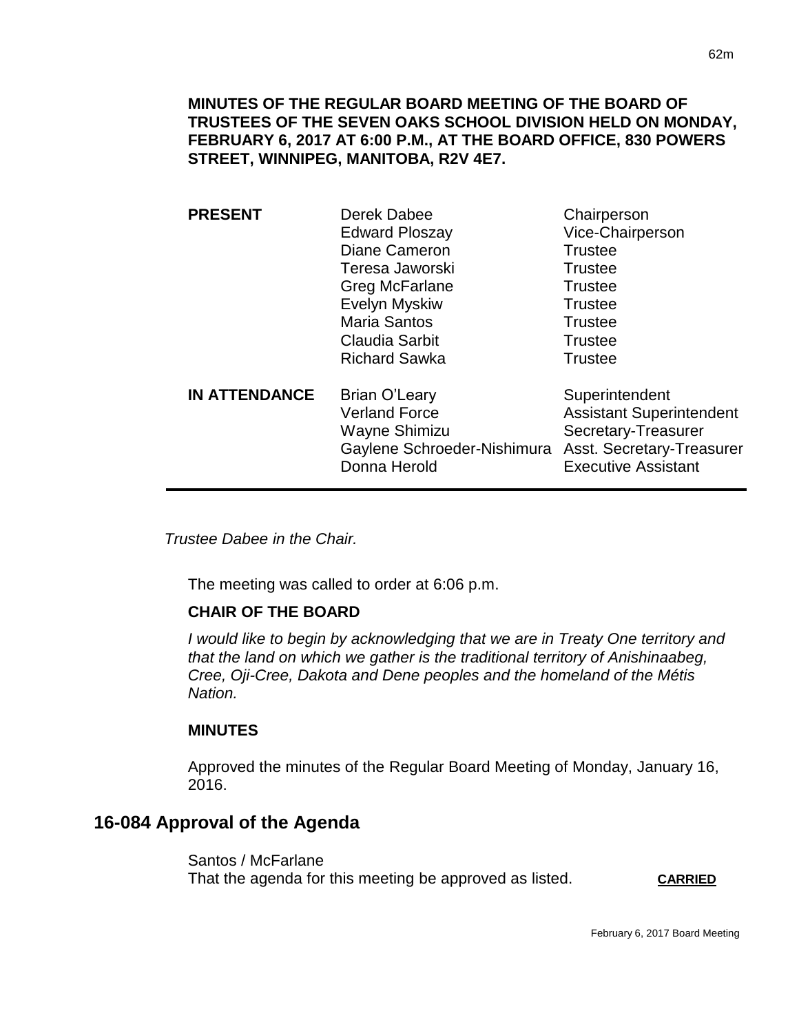**MINUTES OF THE REGULAR BOARD MEETING OF THE BOARD OF TRUSTEES OF THE SEVEN OAKS SCHOOL DIVISION HELD ON MONDAY, FEBRUARY 6, 2017 AT 6:00 P.M., AT THE BOARD OFFICE, 830 POWERS STREET, WINNIPEG, MANITOBA, R2V 4E7.**

| | | |
|---|---|---|
| **PRESENT** | Derek Dabee | Chairperson |
| | Edward Ploszay | Vice-Chairperson |
| | Diane Cameron | Trustee |
| | Teresa Jaworski | Trustee |
| | Greg McFarlane | Trustee |
| | Evelyn Myskiw | Trustee |
| | Maria Santos | Trustee |
| | Claudia Sarbit | Trustee |
| | Richard Sawka | Trustee |
| **IN ATTENDANCE** | Brian O'Leary | Superintendent |
| | Verland Force | Assistant Superintendent |
| | Wayne Shimizu | Secretary-Treasurer |
| | Gaylene Schroeder-Nishimura | Asst. Secretary-Treasurer |
| | Donna Herold | Executive Assistant |

*Trustee Dabee in the Chair.*

The meeting was called to order at 6:06 p.m.

**CHAIR OF THE BOARD**

*I would like to begin by acknowledging that we are in Treaty One territory and that the land on which we gather is the traditional territory of Anishinaabeg, Cree, Oji-Cree, Dakota and Dene peoples and the homeland of the Métis Nation.*

**MINUTES**

Approved the minutes of the Regular Board Meeting of Monday, January 16, 2016.

## 16-084 Approval of the Agenda

Santos / McFarlane
That the agenda for this meeting be approved as listed. **CARRIED**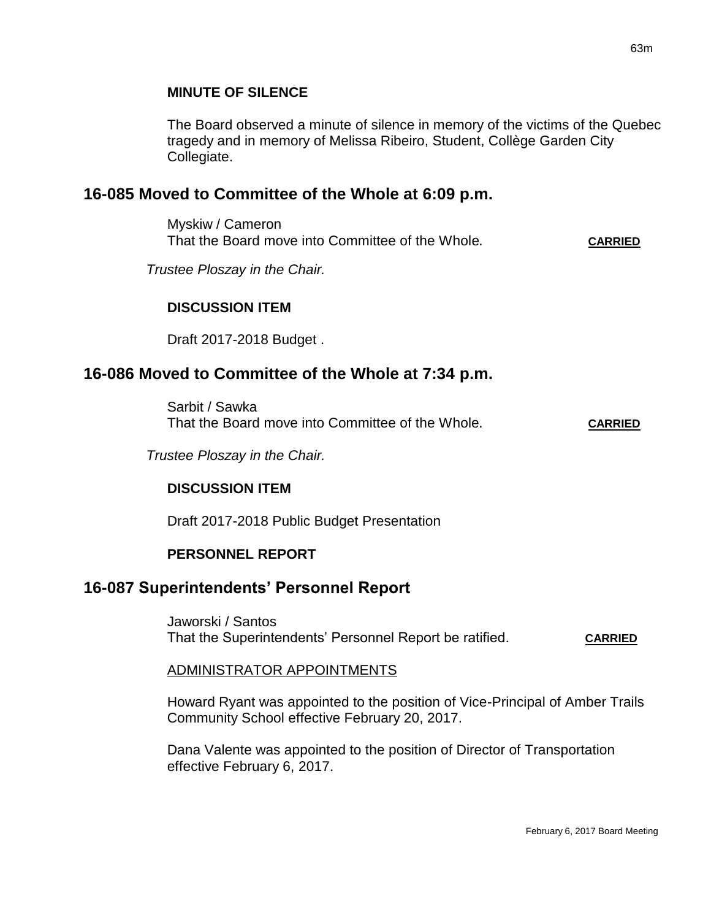**MINUTE OF SILENCE**

The Board observed a minute of silence in memory of the victims of the Quebec tragedy and in memory of Melissa Ribeiro, Student, Collège Garden City Collegiate.

## 16-085 Moved to Committee of the Whole at 6:09 p.m.

Myskiw / Cameron
That the Board move into Committee of the Whole. **CARRIED**

*Trustee Ploszay in the Chair.*

**DISCUSSION ITEM**

Draft 2017-2018 Budget .

## 16-086 Moved to Committee of the Whole at 7:34 p.m.

Sarbit / Sawka
That the Board move into Committee of the Whole. **CARRIED**

*Trustee Ploszay in the Chair.*

**DISCUSSION ITEM**

Draft 2017-2018 Public Budget Presentation

**PERSONNEL REPORT**

## 16-087 Superintendents' Personnel Report

Jaworski / Santos
That the Superintendents' Personnel Report be ratified. **CARRIED**

ADMINISTRATOR APPOINTMENTS

Howard Ryant was appointed to the position of Vice-Principal of Amber Trails Community School effective February 20, 2017.

Dana Valente was appointed to the position of Director of Transportation effective February 6, 2017.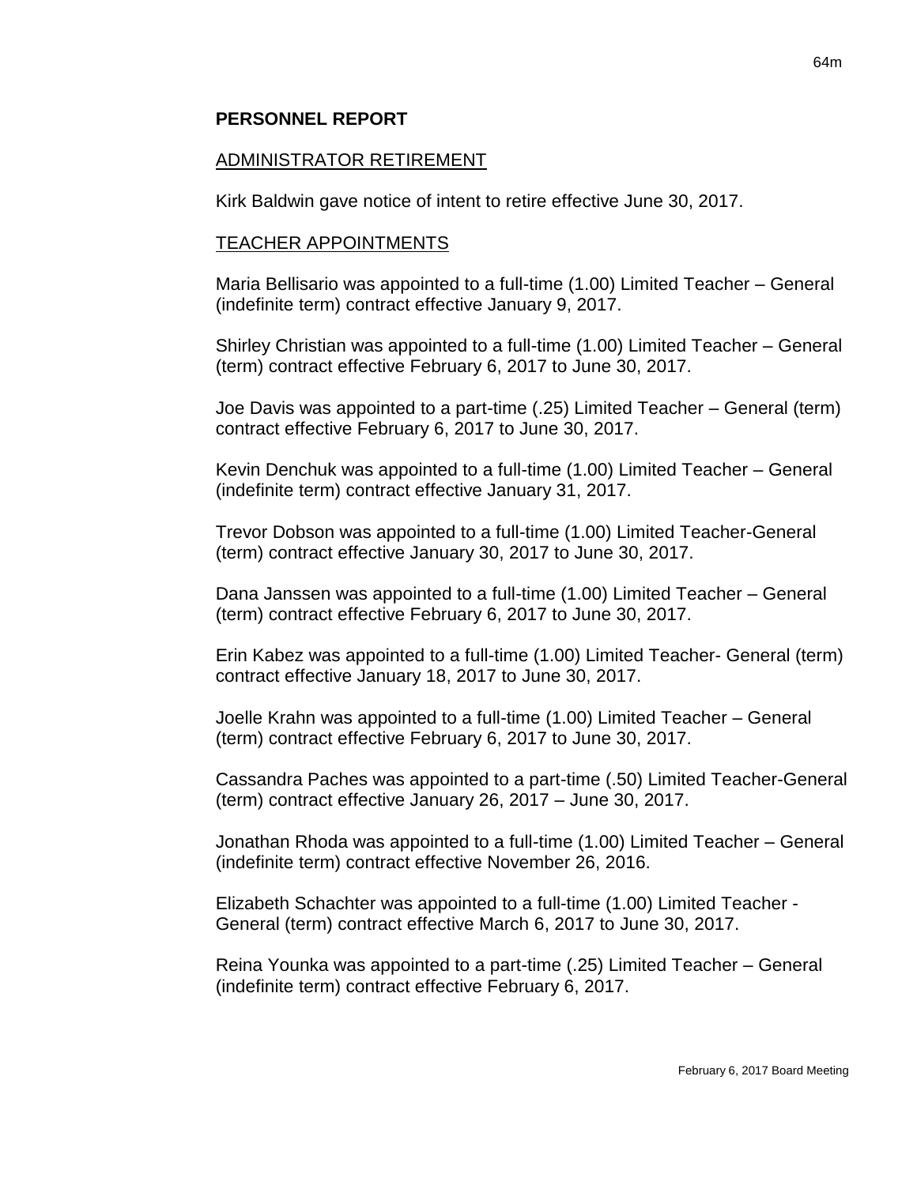## PERSONNEL REPORT

### ADMINISTRATOR RETIREMENT

Kirk Baldwin gave notice of intent to retire effective June 30, 2017.

### TEACHER APPOINTMENTS

Maria Bellisario was appointed to a full-time (1.00) Limited Teacher – General (indefinite term) contract effective January 9, 2017.

Shirley Christian was appointed to a full-time (1.00) Limited Teacher – General (term) contract effective February 6, 2017 to June 30, 2017.

Joe Davis was appointed to a part-time (.25) Limited Teacher – General (term) contract effective February 6, 2017 to June 30, 2017.

Kevin Denchuk was appointed to a full-time (1.00) Limited Teacher – General (indefinite term) contract effective January 31, 2017.

Trevor Dobson was appointed to a full-time (1.00) Limited Teacher-General (term) contract effective January 30, 2017 to June 30, 2017.

Dana Janssen was appointed to a full-time (1.00) Limited Teacher – General (term) contract effective February 6, 2017 to June 30, 2017.

Erin Kabez was appointed to a full-time (1.00) Limited Teacher- General (term) contract effective January 18, 2017 to June 30, 2017.

Joelle Krahn was appointed to a full-time (1.00) Limited Teacher – General (term) contract effective February 6, 2017 to June 30, 2017.

Cassandra Paches was appointed to a part-time (.50) Limited Teacher-General (term) contract effective January 26, 2017 – June 30, 2017.

Jonathan Rhoda was appointed to a full-time (1.00) Limited Teacher – General (indefinite term) contract effective November 26, 2016.

Elizabeth Schachter was appointed to a full-time (1.00) Limited Teacher - General (term) contract effective March 6, 2017 to June 30, 2017.

Reina Younka was appointed to a part-time (.25) Limited Teacher – General (indefinite term) contract effective February 6, 2017.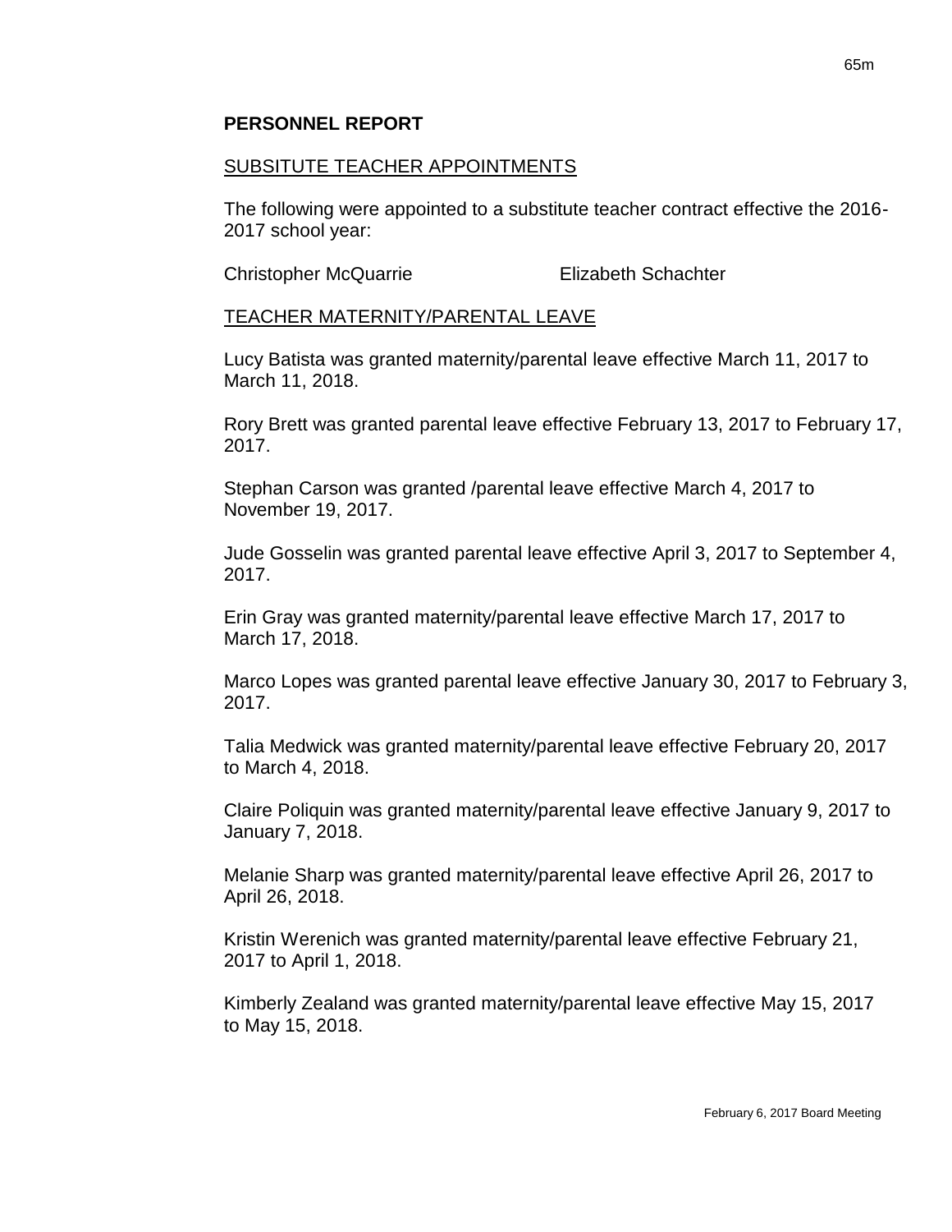## PERSONNEL REPORT

### SUBSITUTE TEACHER APPOINTMENTS

The following were appointed to a substitute teacher contract effective the 2016-2017 school year:

Christopher McQuarrie　　　　Elizabeth Schachter

### TEACHER MATERNITY/PARENTAL LEAVE

Lucy Batista was granted maternity/parental leave effective March 11, 2017 to March 11, 2018.

Rory Brett was granted parental leave effective February 13, 2017 to February 17, 2017.

Stephan Carson was granted /parental leave effective March 4, 2017 to November 19, 2017.

Jude Gosselin was granted parental leave effective April 3, 2017 to September 4, 2017.

Erin Gray was granted maternity/parental leave effective March 17, 2017 to March 17, 2018.

Marco Lopes was granted parental leave effective January 30, 2017 to February 3, 2017.

Talia Medwick was granted maternity/parental leave effective February 20, 2017 to March 4, 2018.

Claire Poliquin was granted maternity/parental leave effective January 9, 2017 to January 7, 2018.

Melanie Sharp was granted maternity/parental leave effective April 26, 2017 to April 26, 2018.

Kristin Werenich was granted maternity/parental leave effective February 21, 2017 to April 1, 2018.

Kimberly Zealand was granted maternity/parental leave effective May 15, 2017 to May 15, 2018.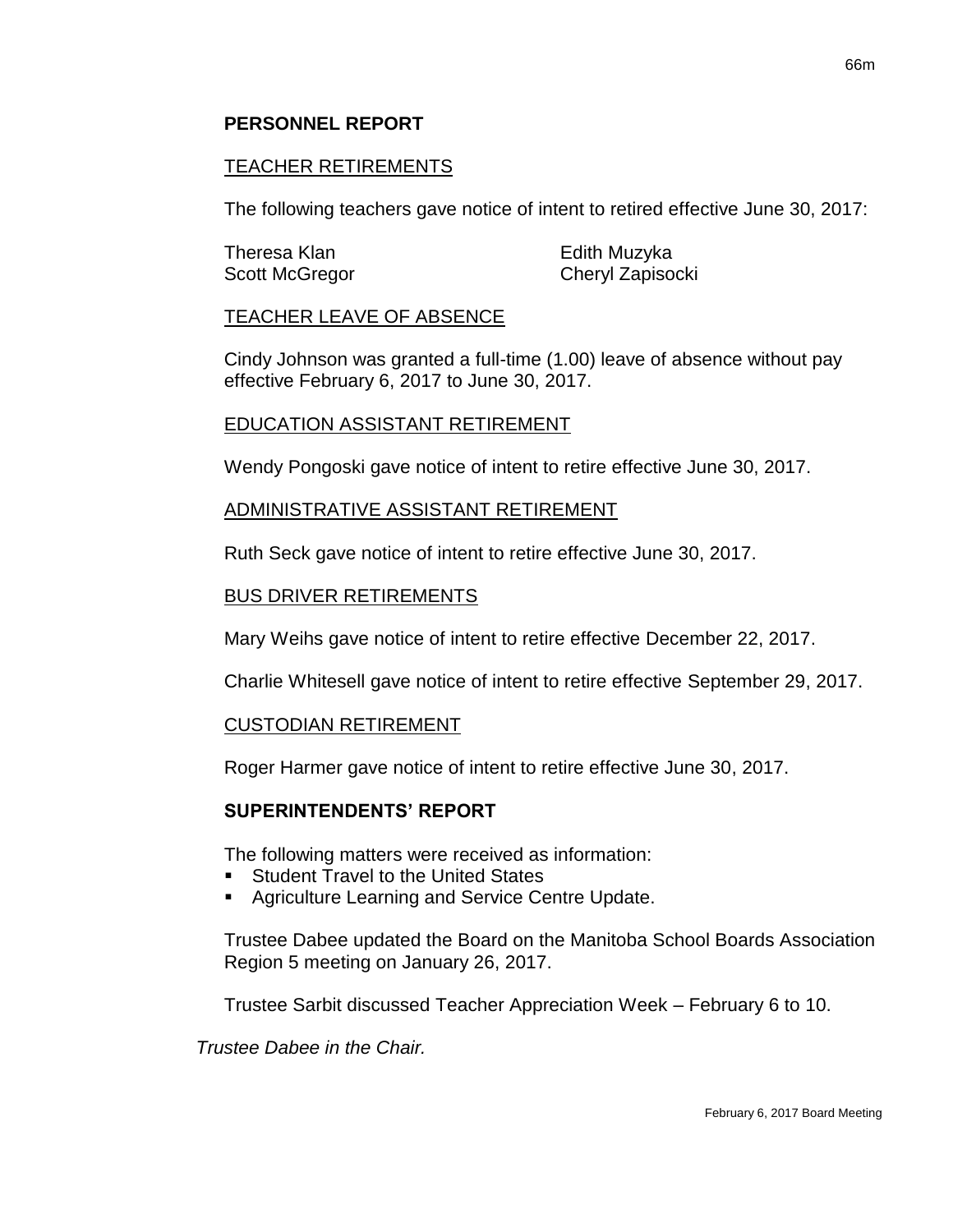## PERSONNEL REPORT

### TEACHER RETIREMENTS

The following teachers gave notice of intent to retired effective June 30, 2017:

Theresa Klan
Scott McGregor
Edith Muzyka
Cheryl Zapisocki

### TEACHER LEAVE OF ABSENCE

Cindy Johnson was granted a full-time (1.00) leave of absence without pay effective February 6, 2017 to June 30, 2017.

### EDUCATION ASSISTANT RETIREMENT

Wendy Pongoski gave notice of intent to retire effective June 30, 2017.

### ADMINISTRATIVE ASSISTANT RETIREMENT

Ruth Seck gave notice of intent to retire effective June 30, 2017.

### BUS DRIVER RETIREMENTS

Mary Weihs gave notice of intent to retire effective December 22, 2017.

Charlie Whitesell gave notice of intent to retire effective September 29, 2017.

### CUSTODIAN RETIREMENT

Roger Harmer gave notice of intent to retire effective June 30, 2017.

## SUPERINTENDENTS' REPORT

The following matters were received as information:

- Student Travel to the United States
- Agriculture Learning and Service Centre Update.

Trustee Dabee updated the Board on the Manitoba School Boards Association Region 5 meeting on January 26, 2017.

Trustee Sarbit discussed Teacher Appreciation Week – February 6 to 10.

*Trustee Dabee in the Chair.*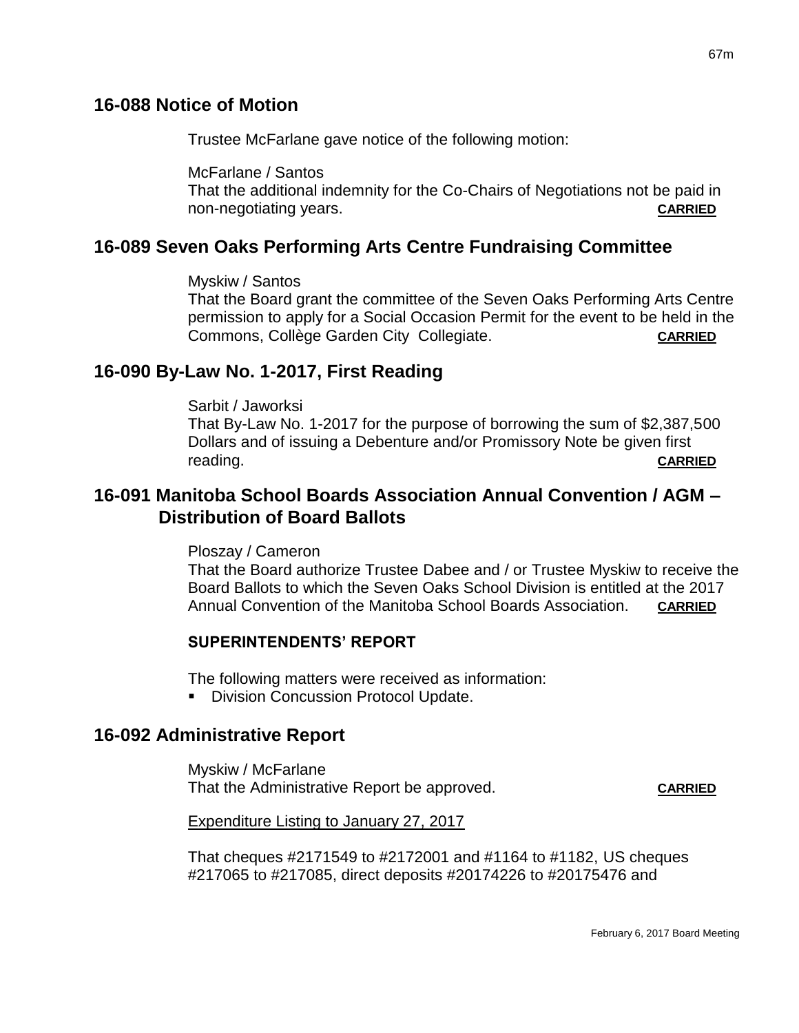## 16-088 Notice of Motion

Trustee McFarlane gave notice of the following motion:

McFarlane / Santos
That the additional indemnity for the Co-Chairs of Negotiations not be paid in non-negotiating years. **CARRIED**

## 16-089 Seven Oaks Performing Arts Centre Fundraising Committee

Myskiw / Santos
That the Board grant the committee of the Seven Oaks Performing Arts Centre permission to apply for a Social Occasion Permit for the event to be held in the Commons, Collège Garden City Collegiate. **CARRIED**

## 16-090 By-Law No. 1-2017, First Reading

Sarbit / Jaworksi
That By-Law No. 1-2017 for the purpose of borrowing the sum of $2,387,500 Dollars and of issuing a Debenture and/or Promissory Note be given first reading. **CARRIED**

## 16-091 Manitoba School Boards Association Annual Convention / AGM – Distribution of Board Ballots

Ploszay / Cameron
That the Board authorize Trustee Dabee and / or Trustee Myskiw to receive the Board Ballots to which the Seven Oaks School Division is entitled at the 2017 Annual Convention of the Manitoba School Boards Association. **CARRIED**

### SUPERINTENDENTS' REPORT

The following matters were received as information:

- Division Concussion Protocol Update.

## 16-092 Administrative Report

Myskiw / McFarlane
That the Administrative Report be approved. **CARRIED**

Expenditure Listing to January 27, 2017

That cheques #2171549 to #2172001 and #1164 to #1182, US cheques #217065 to #217085, direct deposits #20174226 to #20175476 and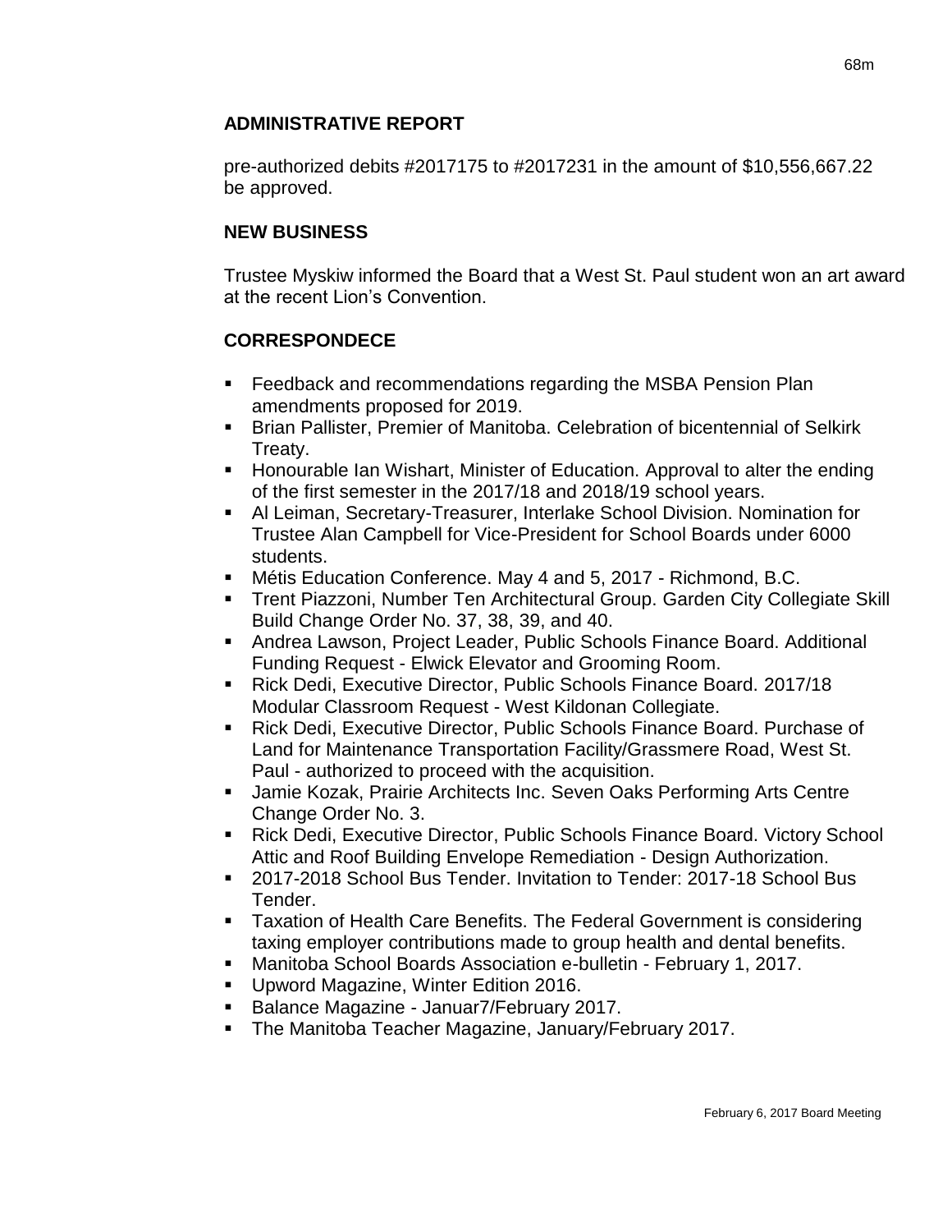## ADMINISTRATIVE REPORT

pre-authorized debits #2017175 to #2017231 in the amount of $10,556,667.22 be approved.

## NEW BUSINESS

Trustee Myskiw informed the Board that a West St. Paul student won an art award at the recent Lion's Convention.

## CORRESPONDECE

- Feedback and recommendations regarding the MSBA Pension Plan amendments proposed for 2019.
- Brian Pallister, Premier of Manitoba. Celebration of bicentennial of Selkirk Treaty.
- Honourable Ian Wishart, Minister of Education. Approval to alter the ending of the first semester in the 2017/18 and 2018/19 school years.
- Al Leiman, Secretary-Treasurer, Interlake School Division. Nomination for Trustee Alan Campbell for Vice-President for School Boards under 6000 students.
- Métis Education Conference. May 4 and 5, 2017 - Richmond, B.C.
- Trent Piazzoni, Number Ten Architectural Group. Garden City Collegiate Skill Build Change Order No. 37, 38, 39, and 40.
- Andrea Lawson, Project Leader, Public Schools Finance Board. Additional Funding Request - Elwick Elevator and Grooming Room.
- Rick Dedi, Executive Director, Public Schools Finance Board. 2017/18 Modular Classroom Request - West Kildonan Collegiate.
- Rick Dedi, Executive Director, Public Schools Finance Board. Purchase of Land for Maintenance Transportation Facility/Grassmere Road, West St. Paul - authorized to proceed with the acquisition.
- Jamie Kozak, Prairie Architects Inc. Seven Oaks Performing Arts Centre Change Order No. 3.
- Rick Dedi, Executive Director, Public Schools Finance Board. Victory School Attic and Roof Building Envelope Remediation - Design Authorization.
- 2017-2018 School Bus Tender. Invitation to Tender: 2017-18 School Bus Tender.
- Taxation of Health Care Benefits. The Federal Government is considering taxing employer contributions made to group health and dental benefits.
- Manitoba School Boards Association e-bulletin - February 1, 2017.
- Upword Magazine, Winter Edition 2016.
- Balance Magazine - Januar7/February 2017.
- The Manitoba Teacher Magazine, January/February 2017.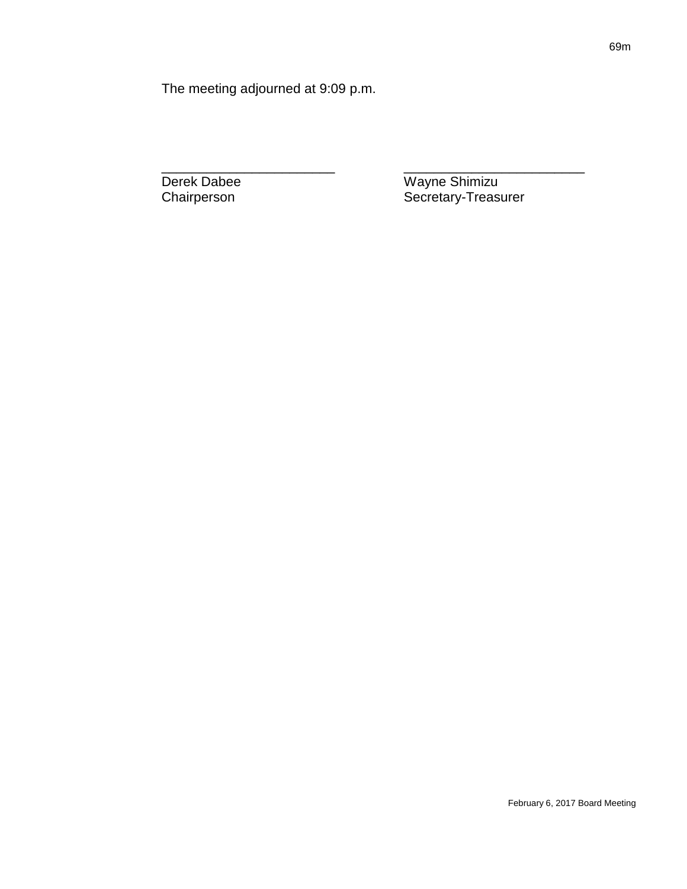The meeting adjourned at 9:09 p.m.

| | |
|---|---|
| \_\_\_\_\_\_\_\_\_\_\_\_\_\_\_\_\_\_\_\_\_\_\_\_ | \_\_\_\_\_\_\_\_\_\_\_\_\_\_\_\_\_\_\_\_\_\_\_\_\_ |
| Derek Dabee | Wayne Shimizu |
| Chairperson | Secretary-Treasurer |